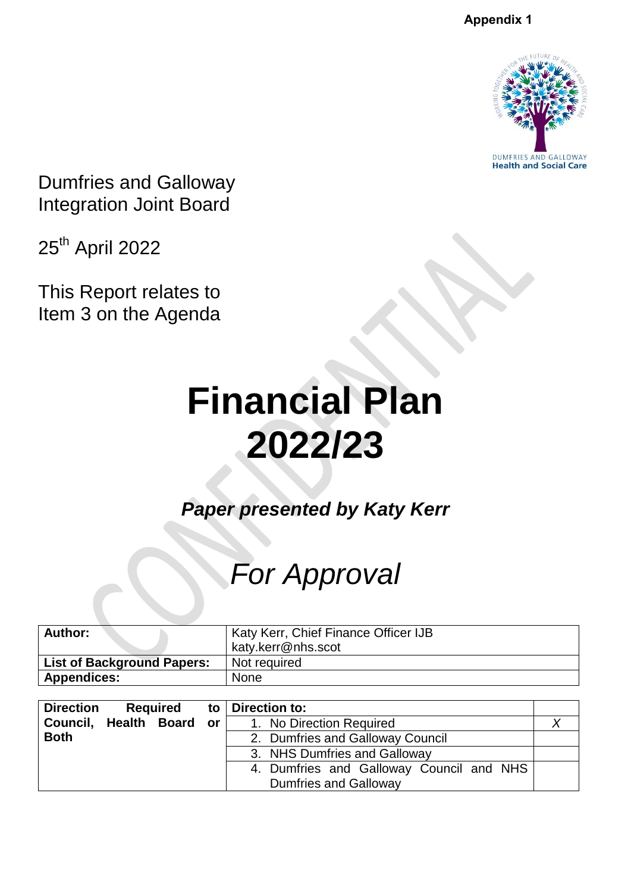**Appendix 1**

DUMFRIES AND GALLOWAY
Health and Social Care

Dumfries and Galloway
Integration Joint Board

25th April 2022

This Report relates to
Item 3 on the Agenda

# Financial Plan 2022/23

***Paper presented by Katy Kerr***

## *For Approval*

| | |
|---|---|
| **Author:** | Katy Kerr, Chief Finance Officer IJB<br>katy.kerr@nhs.scot |
| **List of Background Papers:** | Not required |
| **Appendices:** | None |

| **Direction Required to Council, Health Board or Both** | **Direction to:** | |
|---|---|---|
| | 1. No Direction Required | *X* |
| | 2. Dumfries and Galloway Council | |
| | 3. NHS Dumfries and Galloway | |
| | 4. Dumfries and Galloway Council and NHS Dumfries and Galloway | |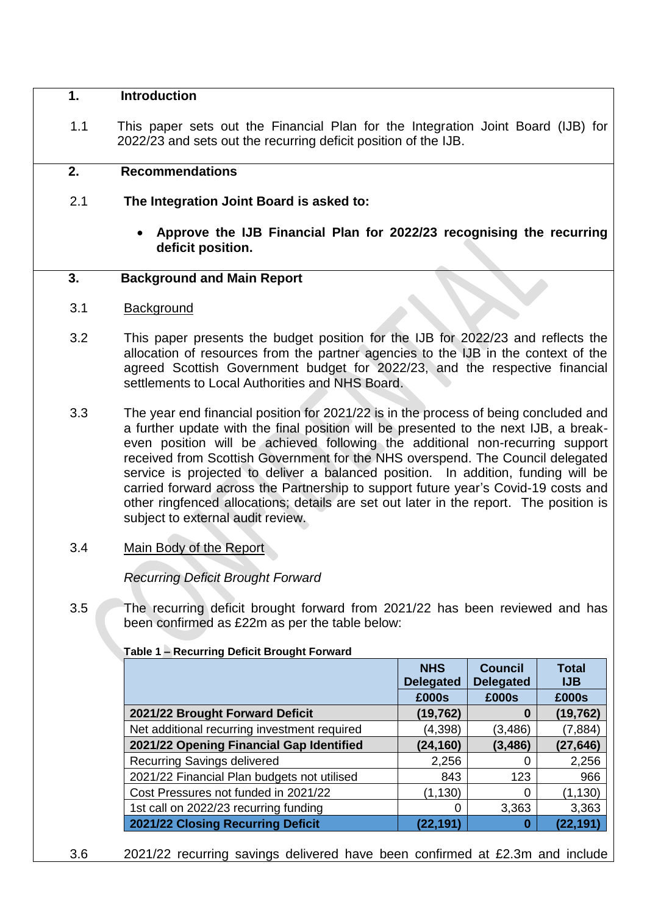## 1. Introduction

1.1 This paper sets out the Financial Plan for the Integration Joint Board (IJB) for 2022/23 and sets out the recurring deficit position of the IJB.

## 2. Recommendations

2.1 **The Integration Joint Board is asked to:**

- **Approve the IJB Financial Plan for 2022/23 recognising the recurring deficit position.**

## 3. Background and Main Report

3.1 Background

3.2 This paper presents the budget position for the IJB for 2022/23 and reflects the allocation of resources from the partner agencies to the IJB in the context of the agreed Scottish Government budget for 2022/23, and the respective financial settlements to Local Authorities and NHS Board.

3.3 The year end financial position for 2021/22 is in the process of being concluded and a further update with the final position will be presented to the next IJB, a break-even position will be achieved following the additional non-recurring support received from Scottish Government for the NHS overspend. The Council delegated service is projected to deliver a balanced position. In addition, funding will be carried forward across the Partnership to support future year's Covid-19 costs and other ringfenced allocations; details are set out later in the report. The position is subject to external audit review.

3.4 Main Body of the Report

*Recurring Deficit Brought Forward*

3.5 The recurring deficit brought forward from 2021/22 has been reviewed and has been confirmed as £22m as per the table below:

**Table 1 – Recurring Deficit Brought Forward**

| | NHS Delegated | Council Delegated | Total IJB |
|---|---|---|---|
| | £000s | £000s | £000s |
| **2021/22 Brought Forward Deficit** | **(19,762)** | **0** | **(19,762)** |
| Net additional recurring investment required | (4,398) | (3,486) | (7,884) |
| **2021/22 Opening Financial Gap Identified** | **(24,160)** | **(3,486)** | **(27,646)** |
| Recurring Savings delivered | 2,256 | 0 | 2,256 |
| 2021/22 Financial Plan budgets not utilised | 843 | 123 | 966 |
| Cost Pressures not funded in 2021/22 | (1,130) | 0 | (1,130) |
| 1st call on 2022/23 recurring funding | 0 | 3,363 | 3,363 |
| **2021/22 Closing Recurring Deficit** | **(22,191)** | **0** | **(22,191)** |

3.6 2021/22 recurring savings delivered have been confirmed at £2.3m and include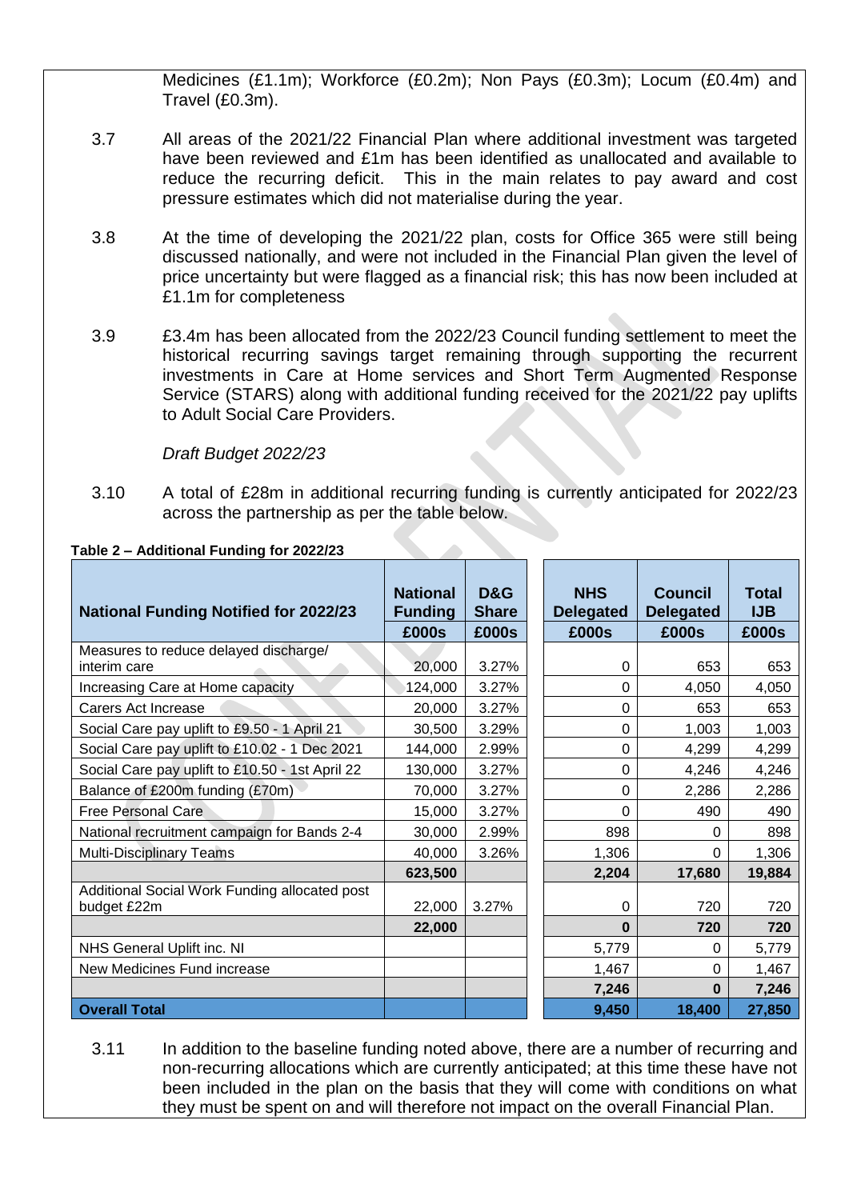Medicines (£1.1m); Workforce (£0.2m); Non Pays (£0.3m); Locum (£0.4m) and Travel (£0.3m).

3.7 All areas of the 2021/22 Financial Plan where additional investment was targeted have been reviewed and £1m has been identified as unallocated and available to reduce the recurring deficit. This in the main relates to pay award and cost pressure estimates which did not materialise during the year.

3.8 At the time of developing the 2021/22 plan, costs for Office 365 were still being discussed nationally, and were not included in the Financial Plan given the level of price uncertainty but were flagged as a financial risk; this has now been included at £1.1m for completeness

3.9 £3.4m has been allocated from the 2022/23 Council funding settlement to meet the historical recurring savings target remaining through supporting the recurrent investments in Care at Home services and Short Term Augmented Response Service (STARS) along with additional funding received for the 2021/22 pay uplifts to Adult Social Care Providers.

*Draft Budget 2022/23*

3.10 A total of £28m in additional recurring funding is currently anticipated for 2022/23 across the partnership as per the table below.

**Table 2 – Additional Funding for 2022/23**

| National Funding Notified for 2022/23 | National Funding | D&G Share | NHS Delegated | Council Delegated | Total IJB |
|---|---|---|---|---|---|
| | £000s | £000s | £000s | £000s | £000s |
| Measures to reduce delayed discharge/ interim care | 20,000 | 3.27% | 0 | 653 | 653 |
| Increasing Care at Home capacity | 124,000 | 3.27% | 0 | 4,050 | 4,050 |
| Carers Act Increase | 20,000 | 3.27% | 0 | 653 | 653 |
| Social Care pay uplift to £9.50 - 1 April 21 | 30,500 | 3.29% | 0 | 1,003 | 1,003 |
| Social Care pay uplift to £10.02 - 1 Dec 2021 | 144,000 | 2.99% | 0 | 4,299 | 4,299 |
| Social Care pay uplift to £10.50 - 1st April 22 | 130,000 | 3.27% | 0 | 4,246 | 4,246 |
| Balance of £200m funding (£70m) | 70,000 | 3.27% | 0 | 2,286 | 2,286 |
| Free Personal Care | 15,000 | 3.27% | 0 | 490 | 490 |
| National recruitment campaign for Bands 2-4 | 30,000 | 2.99% | 898 | 0 | 898 |
| Multi-Disciplinary Teams | 40,000 | 3.26% | 1,306 | 0 | 1,306 |
| | **623,500** | | **2,204** | **17,680** | **19,884** |
| Additional Social Work Funding allocated post budget £22m | 22,000 | 3.27% | 0 | 720 | 720 |
| | **22,000** | | **0** | **720** | **720** |
| NHS General Uplift inc. NI | | | 5,779 | 0 | 5,779 |
| New Medicines Fund increase | | | 1,467 | 0 | 1,467 |
| | | | **7,246** | **0** | **7,246** |
| **Overall Total** | | | **9,450** | **18,400** | **27,850** |

3.11 In addition to the baseline funding noted above, there are a number of recurring and non-recurring allocations which are currently anticipated; at this time these have not been included in the plan on the basis that they will come with conditions on what they must be spent on and will therefore not impact on the overall Financial Plan.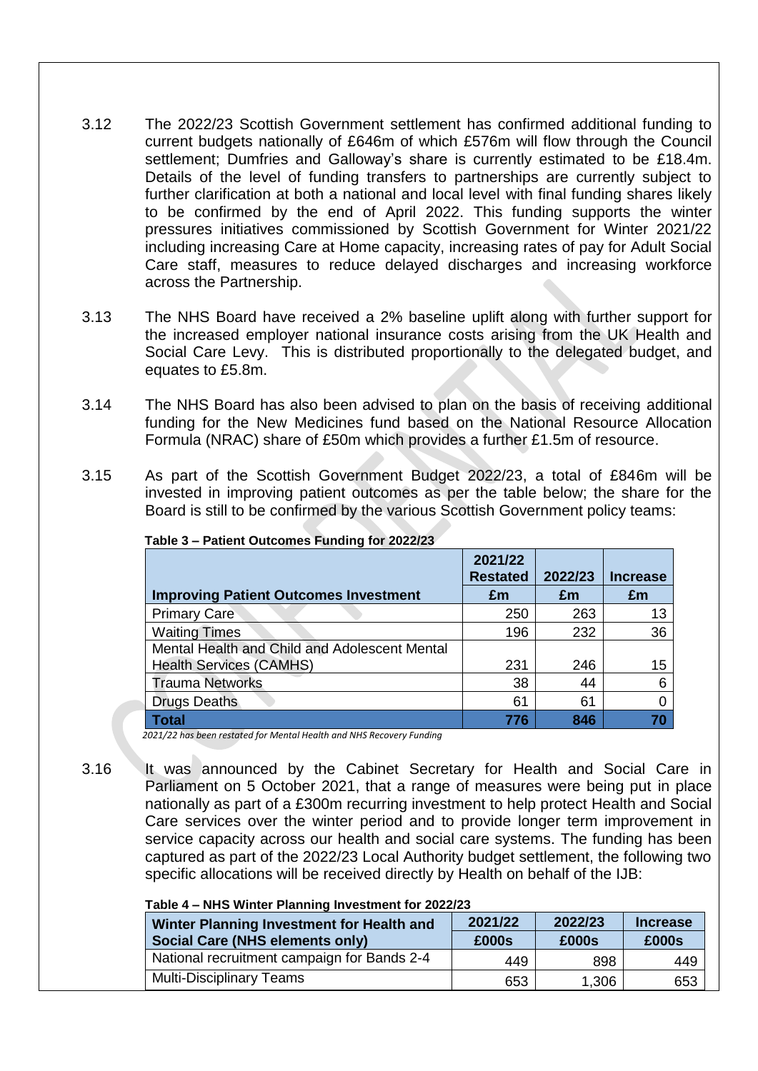3.12 The 2022/23 Scottish Government settlement has confirmed additional funding to current budgets nationally of £646m of which £576m will flow through the Council settlement; Dumfries and Galloway's share is currently estimated to be £18.4m. Details of the level of funding transfers to partnerships are currently subject to further clarification at both a national and local level with final funding shares likely to be confirmed by the end of April 2022. This funding supports the winter pressures initiatives commissioned by Scottish Government for Winter 2021/22 including increasing Care at Home capacity, increasing rates of pay for Adult Social Care staff, measures to reduce delayed discharges and increasing workforce across the Partnership.

3.13 The NHS Board have received a 2% baseline uplift along with further support for the increased employer national insurance costs arising from the UK Health and Social Care Levy. This is distributed proportionally to the delegated budget, and equates to £5.8m.

3.14 The NHS Board has also been advised to plan on the basis of receiving additional funding for the New Medicines fund based on the National Resource Allocation Formula (NRAC) share of £50m which provides a further £1.5m of resource.

3.15 As part of the Scottish Government Budget 2022/23, a total of £846m will be invested in improving patient outcomes as per the table below; the share for the Board is still to be confirmed by the various Scottish Government policy teams:

**Table 3 – Patient Outcomes Funding for 2022/23**

| Improving Patient Outcomes Investment | 2021/22 Restated £m | 2022/23 £m | Increase £m |
|---|---|---|---|
| Primary Care | 250 | 263 | 13 |
| Waiting Times | 196 | 232 | 36 |
| Mental Health and Child and Adolescent Mental Health Services (CAMHS) | 231 | 246 | 15 |
| Trauma Networks | 38 | 44 | 6 |
| Drugs Deaths | 61 | 61 | 0 |
| **Total** | **776** | **846** | **70** |

*2021/22 has been restated for Mental Health and NHS Recovery Funding*

3.16 It was announced by the Cabinet Secretary for Health and Social Care in Parliament on 5 October 2021, that a range of measures were being put in place nationally as part of a £300m recurring investment to help protect Health and Social Care services over the winter period and to provide longer term improvement in service capacity across our health and social care systems. The funding has been captured as part of the 2022/23 Local Authority budget settlement, the following two specific allocations will be received directly by Health on behalf of the IJB:

**Table 4 – NHS Winter Planning Investment for 2022/23**

| Winter Planning Investment for Health and Social Care (NHS elements only) | 2021/22 £000s | 2022/23 £000s | Increase £000s |
|---|---|---|---|
| National recruitment campaign for Bands 2-4 | 449 | 898 | 449 |
| Multi-Disciplinary Teams | 653 | 1,306 | 653 |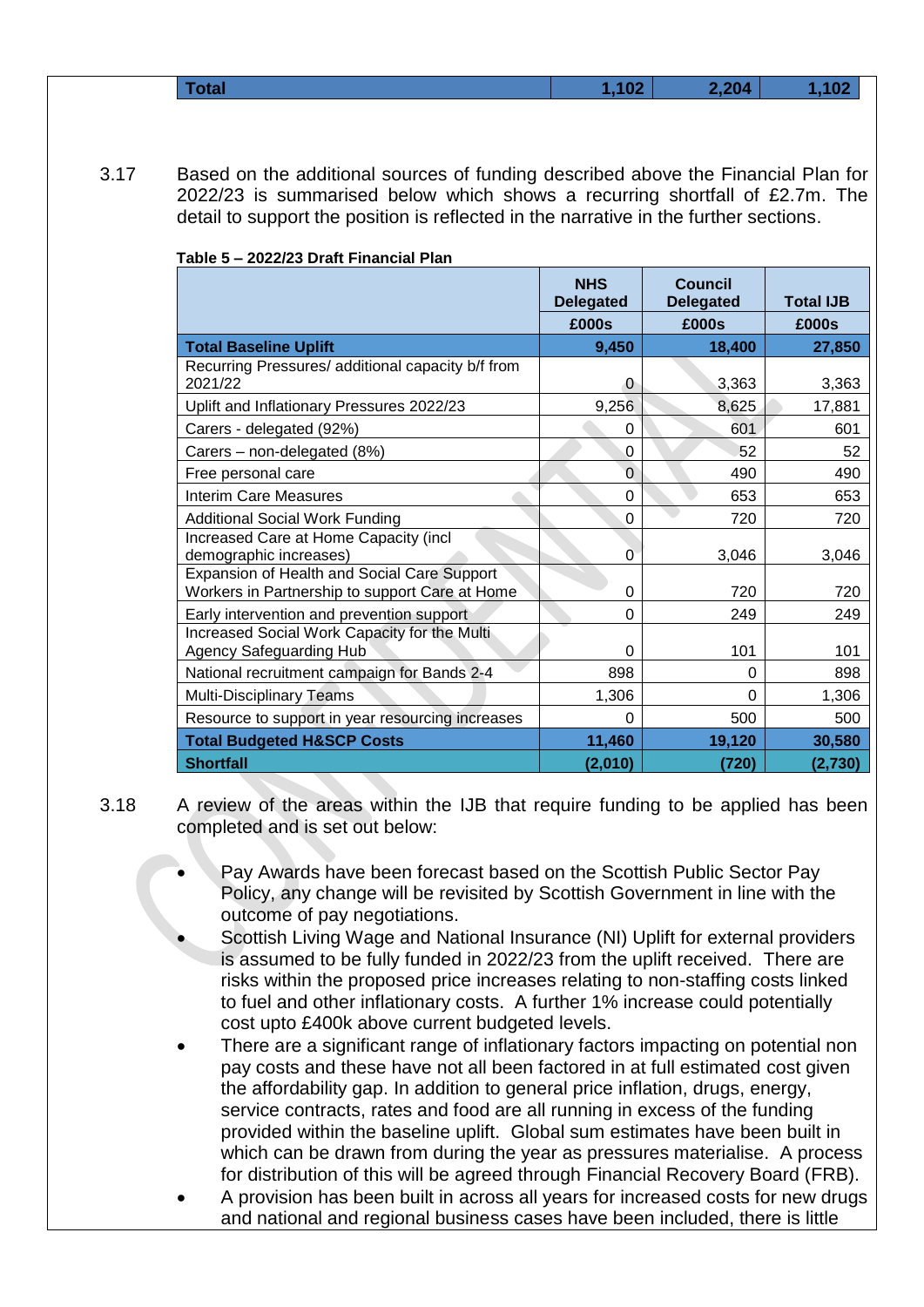| Total | 1,102 | 2,204 | 1,102 |
|---|---|---|---|

3.17 Based on the additional sources of funding described above the Financial Plan for 2022/23 is summarised below which shows a recurring shortfall of £2.7m. The detail to support the position is reflected in the narrative in the further sections.

**Table 5 – 2022/23 Draft Financial Plan**

| | NHS Delegated | Council Delegated | Total IJB |
|---|---|---|---|
| | £000s | £000s | £000s |
| **Total Baseline Uplift** | **9,450** | **18,400** | **27,850** |
| Recurring Pressures/ additional capacity b/f from 2021/22 | 0 | 3,363 | 3,363 |
| Uplift and Inflationary Pressures 2022/23 | 9,256 | 8,625 | 17,881 |
| Carers - delegated (92%) | 0 | 601 | 601 |
| Carers – non-delegated (8%) | 0 | 52 | 52 |
| Free personal care | 0 | 490 | 490 |
| Interim Care Measures | 0 | 653 | 653 |
| Additional Social Work Funding | 0 | 720 | 720 |
| Increased Care at Home Capacity (incl demographic increases) | 0 | 3,046 | 3,046 |
| Expansion of Health and Social Care Support Workers in Partnership to support Care at Home | 0 | 720 | 720 |
| Early intervention and prevention support | 0 | 249 | 249 |
| Increased Social Work Capacity for the Multi Agency Safeguarding Hub | 0 | 101 | 101 |
| National recruitment campaign for Bands 2-4 | 898 | 0 | 898 |
| Multi-Disciplinary Teams | 1,306 | 0 | 1,306 |
| Resource to support in year resourcing increases | 0 | 500 | 500 |
| **Total Budgeted H&SCP Costs** | **11,460** | **19,120** | **30,580** |
| **Shortfall** | **(2,010)** | **(720)** | **(2,730)** |

3.18 A review of the areas within the IJB that require funding to be applied has been completed and is set out below:

- Pay Awards have been forecast based on the Scottish Public Sector Pay Policy, any change will be revisited by Scottish Government in line with the outcome of pay negotiations.
- Scottish Living Wage and National Insurance (NI) Uplift for external providers is assumed to be fully funded in 2022/23 from the uplift received. There are risks within the proposed price increases relating to non-staffing costs linked to fuel and other inflationary costs. A further 1% increase could potentially cost upto £400k above current budgeted levels.
- There are a significant range of inflationary factors impacting on potential non pay costs and these have not all been factored in at full estimated cost given the affordability gap. In addition to general price inflation, drugs, energy, service contracts, rates and food are all running in excess of the funding provided within the baseline uplift. Global sum estimates have been built in which can be drawn from during the year as pressures materialise. A process for distribution of this will be agreed through Financial Recovery Board (FRB).
- A provision has been built in across all years for increased costs for new drugs and national and regional business cases have been included, there is little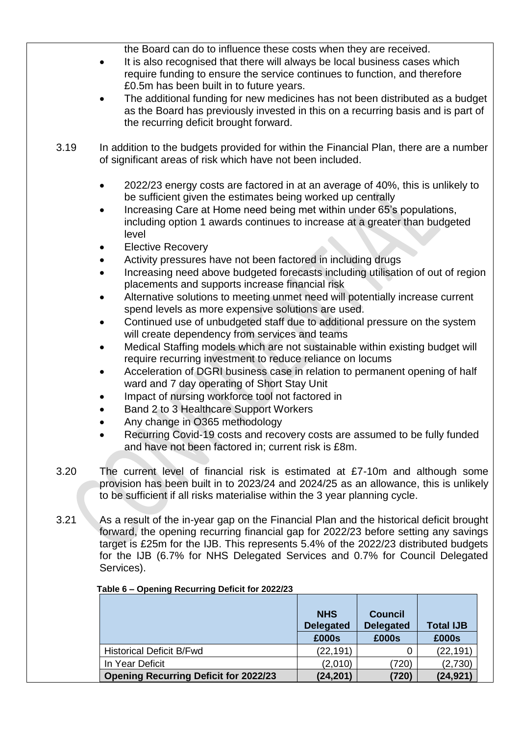the Board can do to influence these costs when they are received.

- It is also recognised that there will always be local business cases which require funding to ensure the service continues to function, and therefore £0.5m has been built in to future years.
- The additional funding for new medicines has not been distributed as a budget as the Board has previously invested in this on a recurring basis and is part of the recurring deficit brought forward.

3.19 In addition to the budgets provided for within the Financial Plan, there are a number of significant areas of risk which have not been included.

- 2022/23 energy costs are factored in at an average of 40%, this is unlikely to be sufficient given the estimates being worked up centrally
- Increasing Care at Home need being met within under 65's populations, including option 1 awards continues to increase at a greater than budgeted level
- Elective Recovery
- Activity pressures have not been factored in including drugs
- Increasing need above budgeted forecasts including utilisation of out of region placements and supports increase financial risk
- Alternative solutions to meeting unmet need will potentially increase current spend levels as more expensive solutions are used.
- Continued use of unbudgeted staff due to additional pressure on the system will create dependency from services and teams
- Medical Staffing models which are not sustainable within existing budget will require recurring investment to reduce reliance on locums
- Acceleration of DGRI business case in relation to permanent opening of half ward and 7 day operating of Short Stay Unit
- Impact of nursing workforce tool not factored in
- Band 2 to 3 Healthcare Support Workers
- Any change in O365 methodology
- Recurring Covid-19 costs and recovery costs are assumed to be fully funded and have not been factored in; current risk is £8m.

3.20 The current level of financial risk is estimated at £7-10m and although some provision has been built in to 2023/24 and 2024/25 as an allowance, this is unlikely to be sufficient if all risks materialise within the 3 year planning cycle.

3.21 As a result of the in-year gap on the Financial Plan and the historical deficit brought forward, the opening recurring financial gap for 2022/23 before setting any savings target is £25m for the IJB. This represents 5.4% of the 2022/23 distributed budgets for the IJB (6.7% for NHS Delegated Services and 0.7% for Council Delegated Services).

**Table 6 – Opening Recurring Deficit for 2022/23**

| | NHS Delegated | Council Delegated | Total IJB |
|---|---|---|---|
| | **£000s** | **£000s** | **£000s** |
| Historical Deficit B/Fwd | (22,191) | 0 | (22,191) |
| In Year Deficit | (2,010) | (720) | (2,730) |
| **Opening Recurring Deficit for 2022/23** | **(24,201)** | **(720)** | **(24,921)** |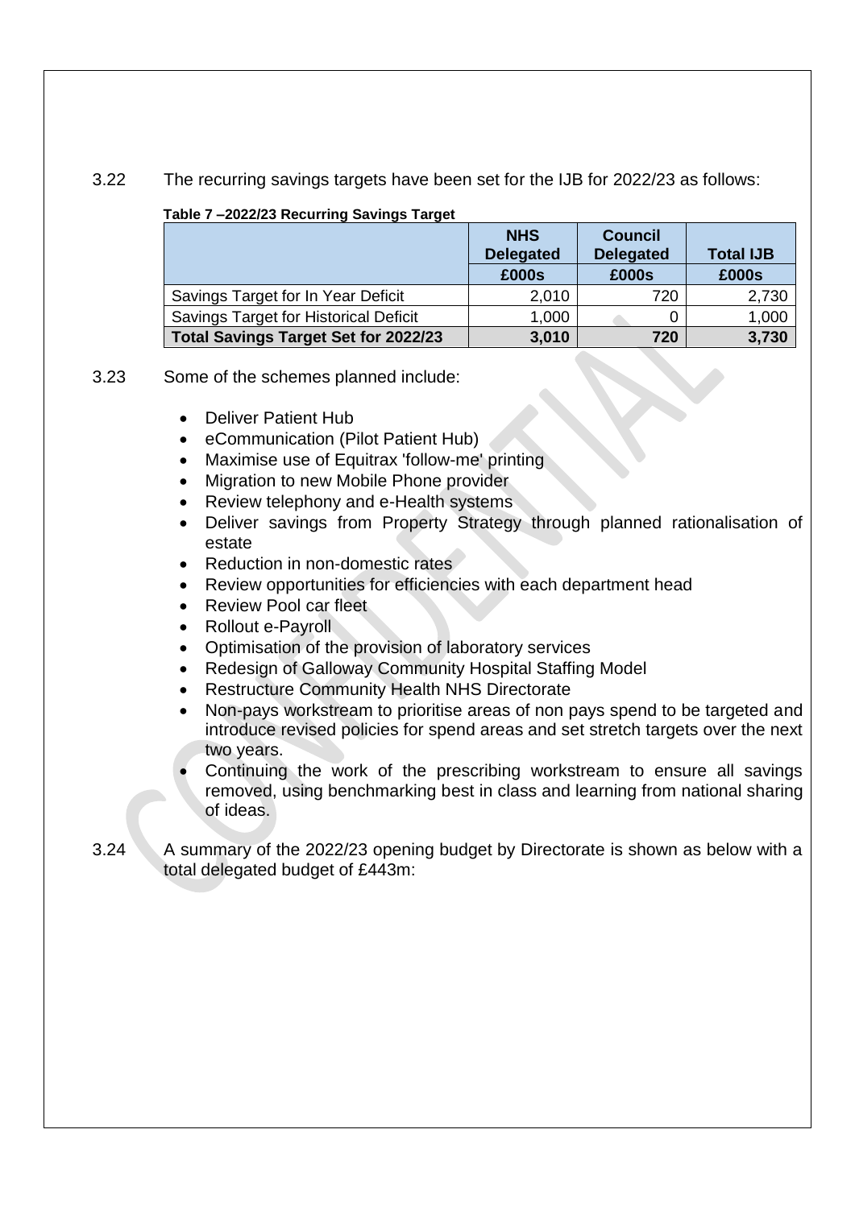3.22 The recurring savings targets have been set for the IJB for 2022/23 as follows:

**Table 7 –2022/23 Recurring Savings Target**

| | NHS Delegated | Council Delegated | Total IJB |
|---|---|---|---|
| | £000s | £000s | £000s |
| Savings Target for In Year Deficit | 2,010 | 720 | 2,730 |
| Savings Target for Historical Deficit | 1,000 | 0 | 1,000 |
| **Total Savings Target Set for 2022/23** | **3,010** | **720** | **3,730** |

3.23 Some of the schemes planned include:

- Deliver Patient Hub
- eCommunication (Pilot Patient Hub)
- Maximise use of Equitrax 'follow-me' printing
- Migration to new Mobile Phone provider
- Review telephony and e-Health systems
- Deliver savings from Property Strategy through planned rationalisation of estate
- Reduction in non-domestic rates
- Review opportunities for efficiencies with each department head
- Review Pool car fleet
- Rollout e-Payroll
- Optimisation of the provision of laboratory services
- Redesign of Galloway Community Hospital Staffing Model
- Restructure Community Health NHS Directorate
- Non-pays workstream to prioritise areas of non pays spend to be targeted and introduce revised policies for spend areas and set stretch targets over the next two years.
- Continuing the work of the prescribing workstream to ensure all savings removed, using benchmarking best in class and learning from national sharing of ideas.

3.24 A summary of the 2022/23 opening budget by Directorate is shown as below with a total delegated budget of £443m: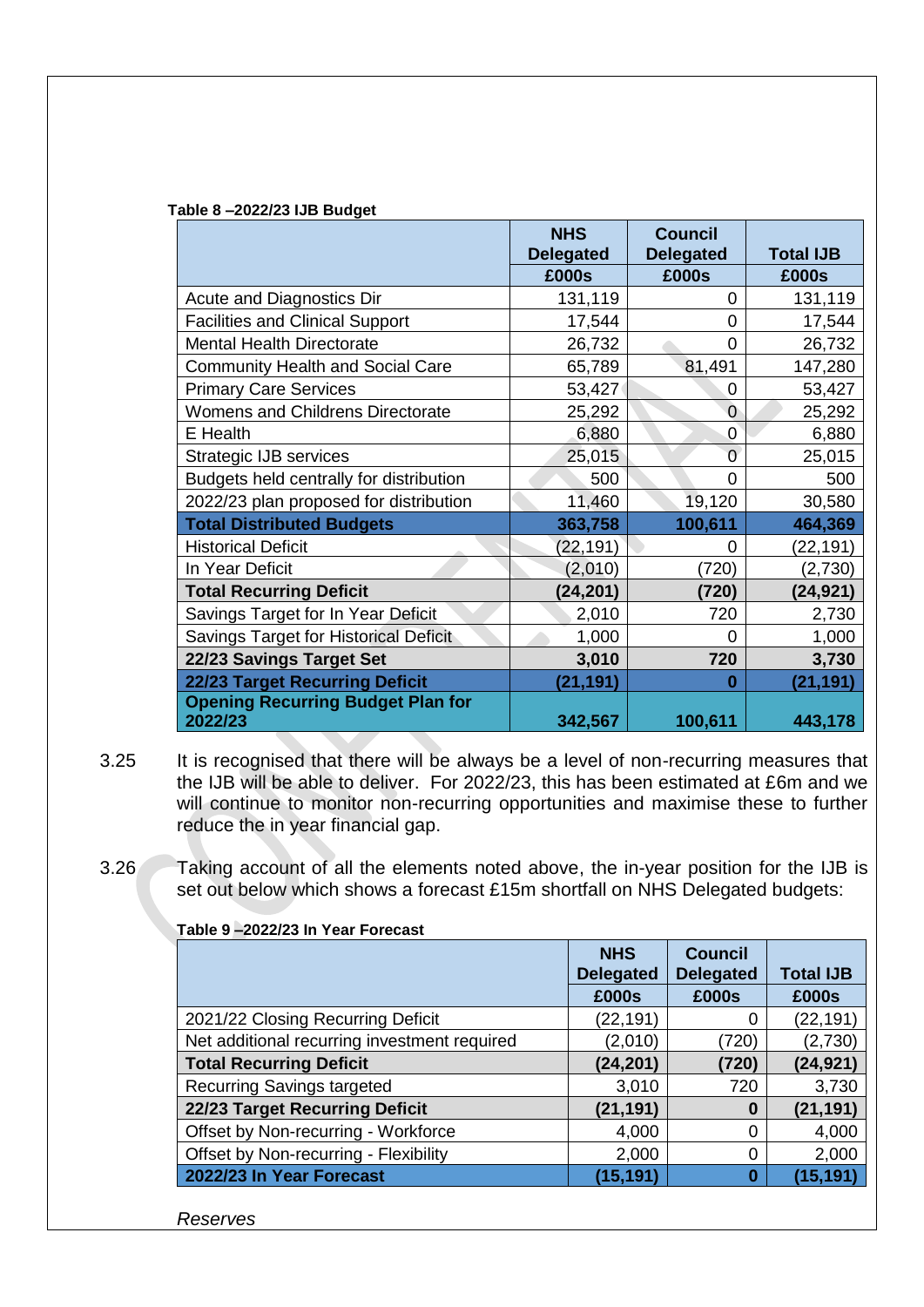**Table 8 –2022/23 IJB Budget**

| | NHS Delegated £000s | Council Delegated £000s | Total IJB £000s |
|---|---|---|---|
| Acute and Diagnostics Dir | 131,119 | 0 | 131,119 |
| Facilities and Clinical Support | 17,544 | 0 | 17,544 |
| Mental Health Directorate | 26,732 | 0 | 26,732 |
| Community Health and Social Care | 65,789 | 81,491 | 147,280 |
| Primary Care Services | 53,427 | 0 | 53,427 |
| Womens and Childrens Directorate | 25,292 | 0 | 25,292 |
| E Health | 6,880 | 0 | 6,880 |
| Strategic IJB services | 25,015 | 0 | 25,015 |
| Budgets held centrally for distribution | 500 | 0 | 500 |
| 2022/23 plan proposed for distribution | 11,460 | 19,120 | 30,580 |
| **Total Distributed Budgets** | **363,758** | **100,611** | **464,369** |
| Historical Deficit | (22,191) | 0 | (22,191) |
| In Year Deficit | (2,010) | (720) | (2,730) |
| **Total Recurring Deficit** | **(24,201)** | **(720)** | **(24,921)** |
| Savings Target for In Year Deficit | 2,010 | 720 | 2,730 |
| Savings Target for Historical Deficit | 1,000 | 0 | 1,000 |
| **22/23 Savings Target Set** | **3,010** | **720** | **3,730** |
| **22/23 Target Recurring Deficit** | **(21,191)** | **0** | **(21,191)** |
| **Opening Recurring Budget Plan for 2022/23** | **342,567** | **100,611** | **443,178** |

3.25 It is recognised that there will be always be a level of non-recurring measures that the IJB will be able to deliver. For 2022/23, this has been estimated at £6m and we will continue to monitor non-recurring opportunities and maximise these to further reduce the in year financial gap.

3.26 Taking account of all the elements noted above, the in-year position for the IJB is set out below which shows a forecast £15m shortfall on NHS Delegated budgets:

**Table 9 –2022/23 In Year Forecast**

| | NHS Delegated £000s | Council Delegated £000s | Total IJB £000s |
|---|---|---|---|
| 2021/22 Closing Recurring Deficit | (22,191) | 0 | (22,191) |
| Net additional recurring investment required | (2,010) | (720) | (2,730) |
| **Total Recurring Deficit** | **(24,201)** | **(720)** | **(24,921)** |
| Recurring Savings targeted | 3,010 | 720 | 3,730 |
| **22/23 Target Recurring Deficit** | **(21,191)** | **0** | **(21,191)** |
| Offset by Non-recurring - Workforce | 4,000 | 0 | 4,000 |
| Offset by Non-recurring - Flexibility | 2,000 | 0 | 2,000 |
| **2022/23 In Year Forecast** | **(15,191)** | **0** | **(15,191)** |

*Reserves*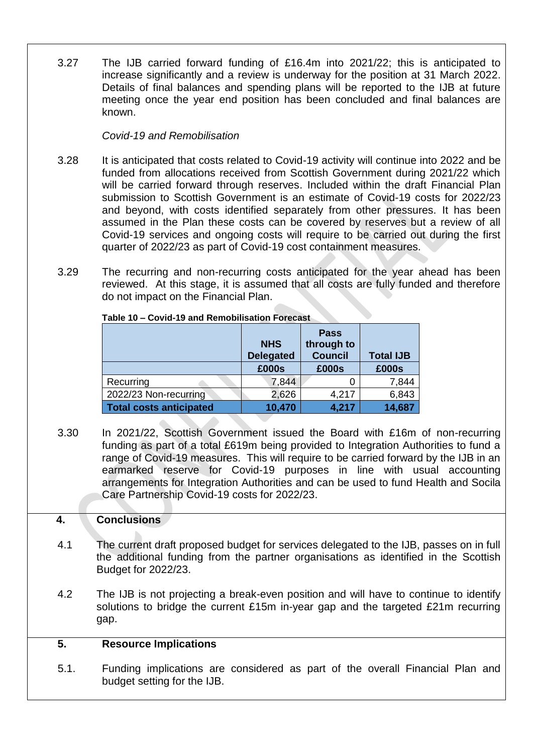3.27 The IJB carried forward funding of £16.4m into 2021/22; this is anticipated to increase significantly and a review is underway for the position at 31 March 2022. Details of final balances and spending plans will be reported to the IJB at future meeting once the year end position has been concluded and final balances are known.

*Covid-19 and Remobilisation*

3.28 It is anticipated that costs related to Covid-19 activity will continue into 2022 and be funded from allocations received from Scottish Government during 2021/22 which will be carried forward through reserves. Included within the draft Financial Plan submission to Scottish Government is an estimate of Covid-19 costs for 2022/23 and beyond, with costs identified separately from other pressures. It has been assumed in the Plan these costs can be covered by reserves but a review of all Covid-19 services and ongoing costs will require to be carried out during the first quarter of 2022/23 as part of Covid-19 cost containment measures.

3.29 The recurring and non-recurring costs anticipated for the year ahead has been reviewed. At this stage, it is assumed that all costs are fully funded and therefore do not impact on the Financial Plan.

**Table 10 – Covid-19 and Remobilisation Forecast**

| | NHS Delegated | Pass through to Council | Total IJB |
|---|---|---|---|
| | £000s | £000s | £000s |
| Recurring | 7,844 | 0 | 7,844 |
| 2022/23 Non-recurring | 2,626 | 4,217 | 6,843 |
| **Total costs anticipated** | **10,470** | **4,217** | **14,687** |

3.30 In 2021/22, Scottish Government issued the Board with £16m of non-recurring funding as part of a total £619m being provided to Integration Authorities to fund a range of Covid-19 measures. This will require to be carried forward by the IJB in an earmarked reserve for Covid-19 purposes in line with usual accounting arrangements for Integration Authorities and can be used to fund Health and Socila Care Partnership Covid-19 costs for 2022/23.

## 4. Conclusions

4.1 The current draft proposed budget for services delegated to the IJB, passes on in full the additional funding from the partner organisations as identified in the Scottish Budget for 2022/23.

4.2 The IJB is not projecting a break-even position and will have to continue to identify solutions to bridge the current £15m in-year gap and the targeted £21m recurring gap.

## 5. Resource Implications

5.1. Funding implications are considered as part of the overall Financial Plan and budget setting for the IJB.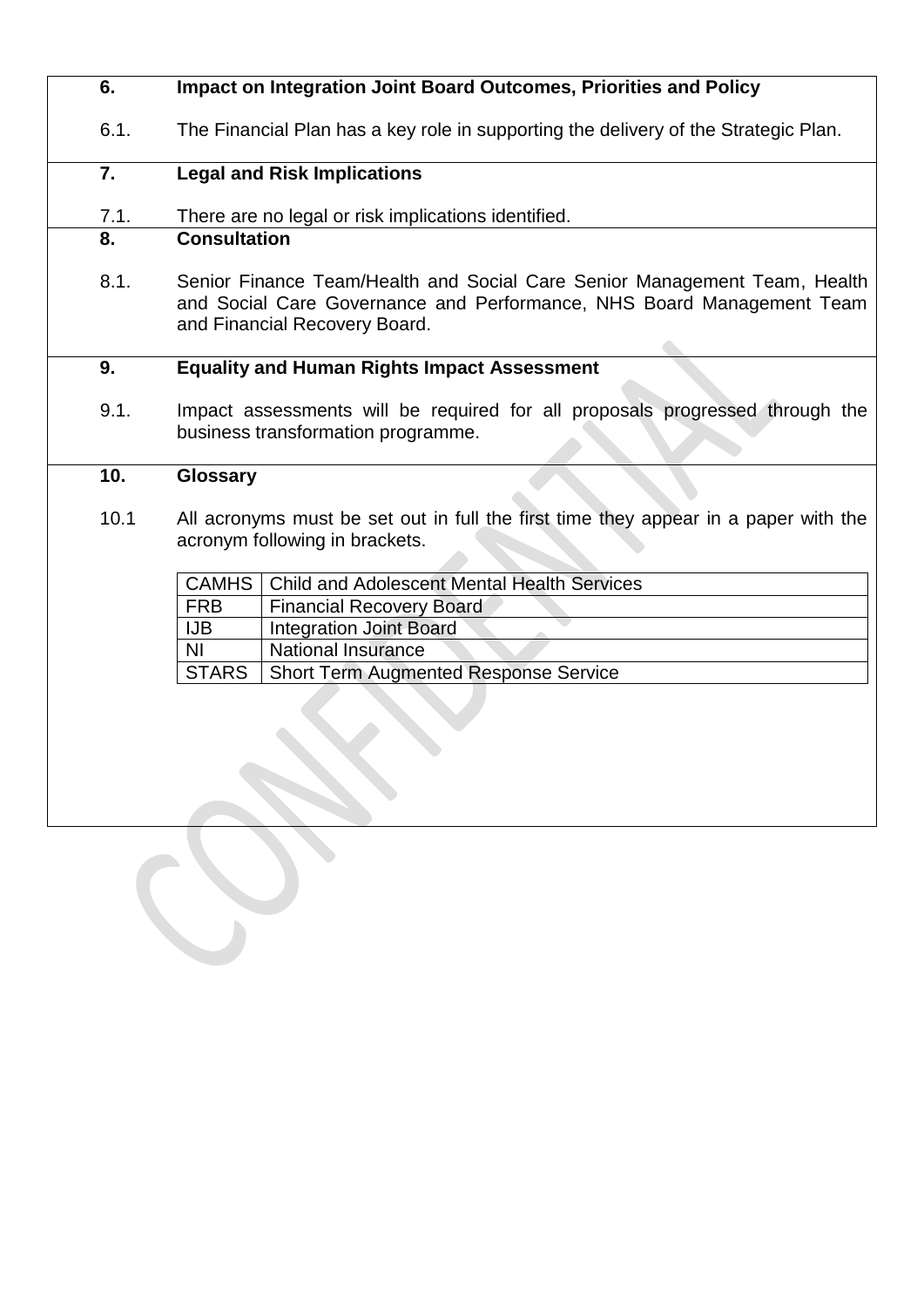## 6. Impact on Integration Joint Board Outcomes, Priorities and Policy

6.1. The Financial Plan has a key role in supporting the delivery of the Strategic Plan.

## 7. Legal and Risk Implications

7.1. There are no legal or risk implications identified.

## 8. Consultation

8.1. Senior Finance Team/Health and Social Care Senior Management Team, Health and Social Care Governance and Performance, NHS Board Management Team and Financial Recovery Board.

## 9. Equality and Human Rights Impact Assessment

9.1. Impact assessments will be required for all proposals progressed through the business transformation programme.

## 10. Glossary

10.1 All acronyms must be set out in full the first time they appear in a paper with the acronym following in brackets.

| | |
|---|---|
| CAMHS | Child and Adolescent Mental Health Services |
| FRB | Financial Recovery Board |
| IJB | Integration Joint Board |
| NI | National Insurance |
| STARS | Short Term Augmented Response Service |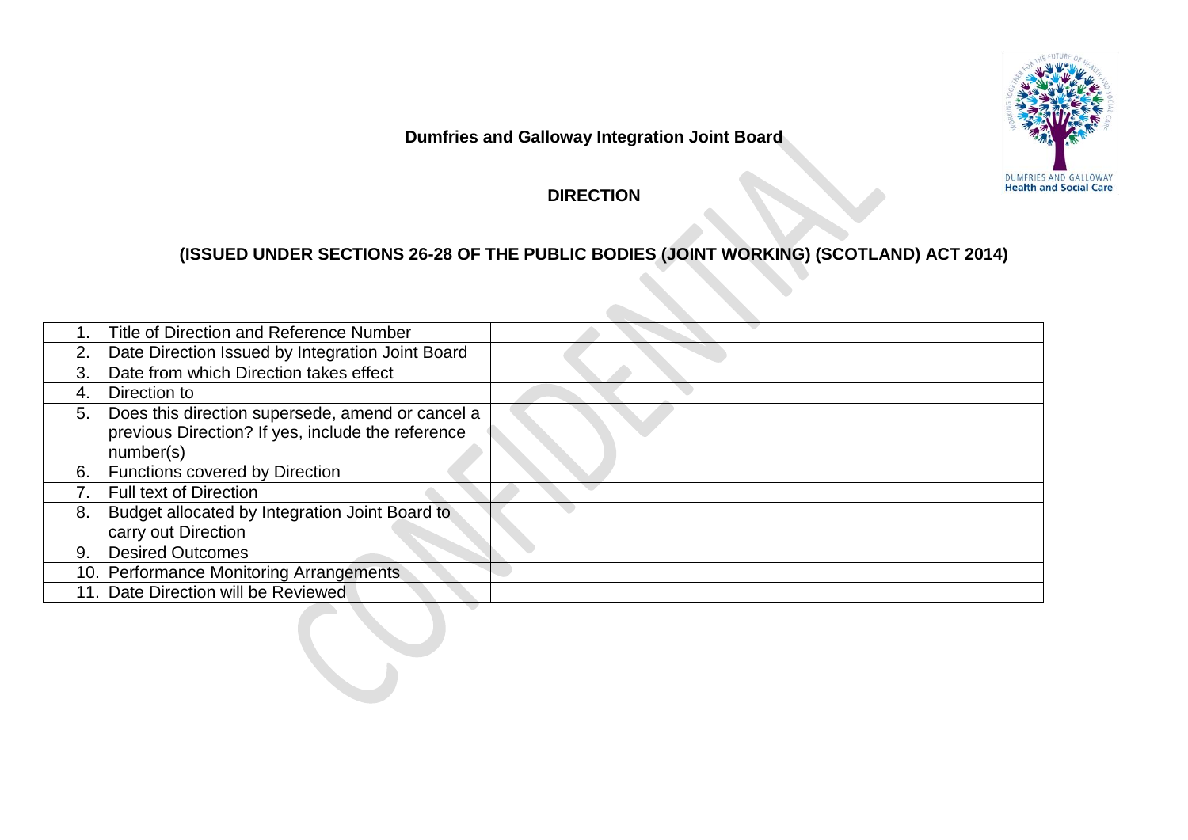**Dumfries and Galloway Integration Joint Board**

**DIRECTION**

**(ISSUED UNDER SECTIONS 26-28 OF THE PUBLIC BODIES (JOINT WORKING) (SCOTLAND) ACT 2014)**

| | | |
|---|---|---|
| 1. | Title of Direction and Reference Number | |
| 2. | Date Direction Issued by Integration Joint Board | |
| 3. | Date from which Direction takes effect | |
| 4. | Direction to | |
| 5. | Does this direction supersede, amend or cancel a previous Direction? If yes, include the reference number(s) | |
| 6. | Functions covered by Direction | |
| 7. | Full text of Direction | |
| 8. | Budget allocated by Integration Joint Board to carry out Direction | |
| 9. | Desired Outcomes | |
| 10. | Performance Monitoring Arrangements | |
| 11. | Date Direction will be Reviewed | |